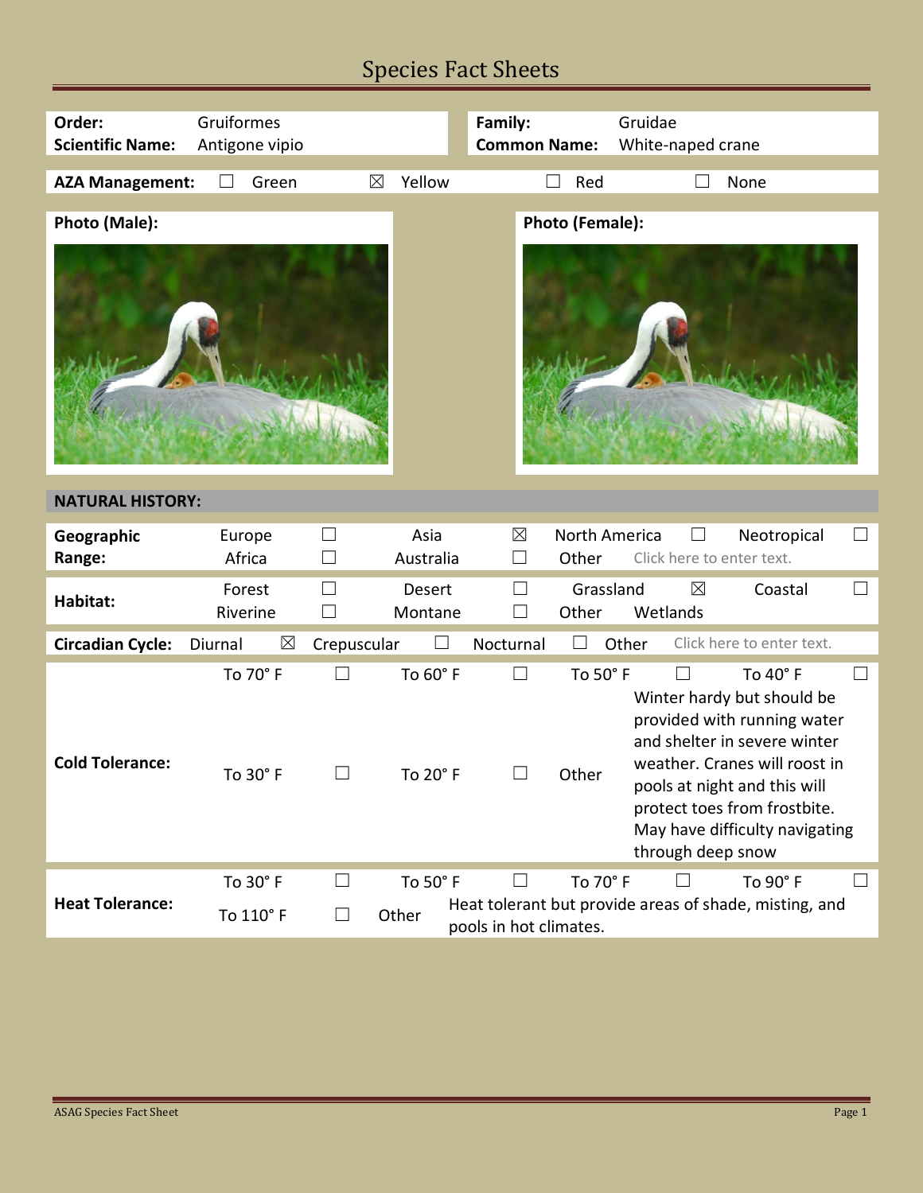# Species Fact Sheets

| | | | |
|---|---|---|---|
| **Order:** | Gruiformes | **Family:** | Gruidae |
| **Scientific Name:** | Antigone vipio | **Common Name:** | White-naped crane |

**AZA Management:** ☐ Green ☒ Yellow ☐ Red ☐ None

**Photo (Male):**

**Photo (Female):**

## NATURAL HISTORY:

| | | | | | | | | |
|---|---|---|---|---|---|---|---|---|
| **Geographic Range:** | Europe | ☐ | Asia | ☒ | North America | ☐ | Neotropical | ☐ |
| | Africa | ☐ | Australia | ☐ | Other | Click here to enter text. | | |
| **Habitat:** | Forest | ☐ | Desert | ☐ | Grassland | ☒ | Coastal | ☐ |
| | Riverine | ☐ | Montane | ☐ | Other | Wetlands | | |
| **Circadian Cycle:** | Diurnal | ☒ | Crepuscular | ☐ | Nocturnal | ☐ | Other | Click here to enter text. |
| **Cold Tolerance:** | To 70° F | ☐ | To 60° F | ☐ | To 50° F | ☐ | To 40° F | ☐ |
| | To 30° F | ☐ | To 20° F | ☐ | Other | Winter hardy but should be provided with running water and shelter in severe winter weather. Cranes will roost in pools at night and this will protect toes from frostbite. May have difficulty navigating through deep snow | | |
| **Heat Tolerance:** | To 30° F | ☐ | To 50° F | ☐ | To 70° F | ☐ | To 90° F | ☐ |
| | To 110° F | ☐ | Other | Heat tolerant but provide areas of shade, misting, and pools in hot climates. | | | | |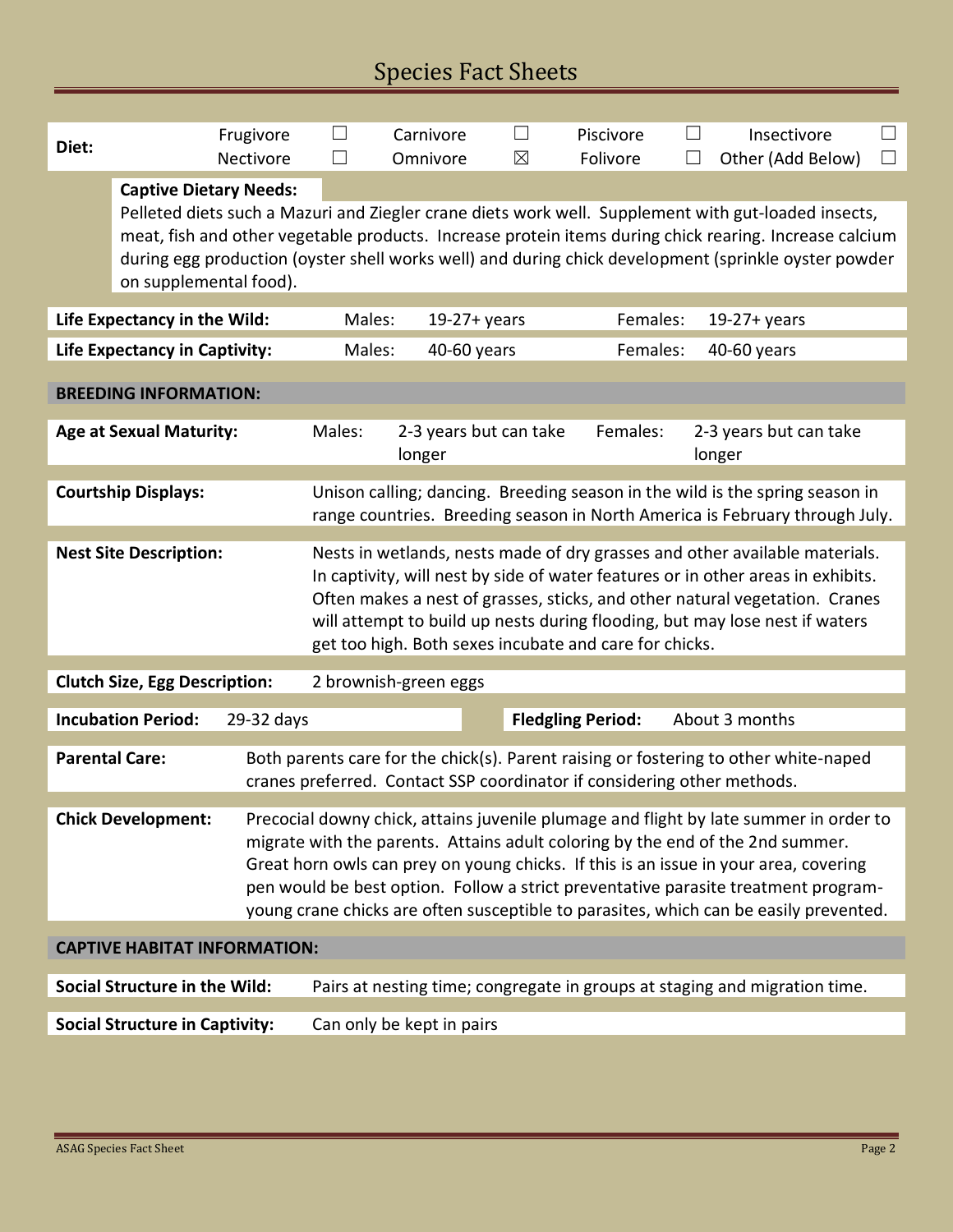# Species Fact Sheets

| **Diet:** | Frugivore ☐ | Carnivore ☐ | Piscivore ☐ | Insectivore ☐ |
|---|---|---|---|---|
| | Nectivore ☐ | Omnivore ☒ | Folivore ☐ | Other (Add Below) ☐ |

**Captive Dietary Needs:**
Pelleted diets such a Mazuri and Ziegler crane diets work well. Supplement with gut-loaded insects, meat, fish and other vegetable products. Increase protein items during chick rearing. Increase calcium during egg production (oyster shell works well) and during chick development (sprinkle oyster powder on supplemental food).

| | | | | |
|---|---|---|---|---|
| **Life Expectancy in the Wild:** | Males: | 19-27+ years | Females: | 19-27+ years |
| **Life Expectancy in Captivity:** | Males: | 40-60 years | Females: | 40-60 years |

## BREEDING INFORMATION:

| | | | | |
|---|---|---|---|---|
| **Age at Sexual Maturity:** | Males: | 2-3 years but can take longer | Females: | 2-3 years but can take longer |

**Courtship Displays:** Unison calling; dancing. Breeding season in the wild is the spring season in range countries. Breeding season in North America is February through July.

**Nest Site Description:** Nests in wetlands, nests made of dry grasses and other available materials. In captivity, will nest by side of water features or in other areas in exhibits. Often makes a nest of grasses, sticks, and other natural vegetation. Cranes will attempt to build up nests during flooding, but may lose nest if waters get too high. Both sexes incubate and care for chicks.

**Clutch Size, Egg Description:** 2 brownish-green eggs

| | | | |
|---|---|---|---|
| **Incubation Period:** | 29-32 days | **Fledgling Period:** | About 3 months |

**Parental Care:** Both parents care for the chick(s). Parent raising or fostering to other white-naped cranes preferred. Contact SSP coordinator if considering other methods.

**Chick Development:** Precocial downy chick, attains juvenile plumage and flight by late summer in order to migrate with the parents. Attains adult coloring by the end of the 2nd summer. Great horn owls can prey on young chicks. If this is an issue in your area, covering pen would be best option. Follow a strict preventative parasite treatment program-young crane chicks are often susceptible to parasites, which can be easily prevented.

## CAPTIVE HABITAT INFORMATION:

**Social Structure in the Wild:** Pairs at nesting time; congregate in groups at staging and migration time.

**Social Structure in Captivity:** Can only be kept in pairs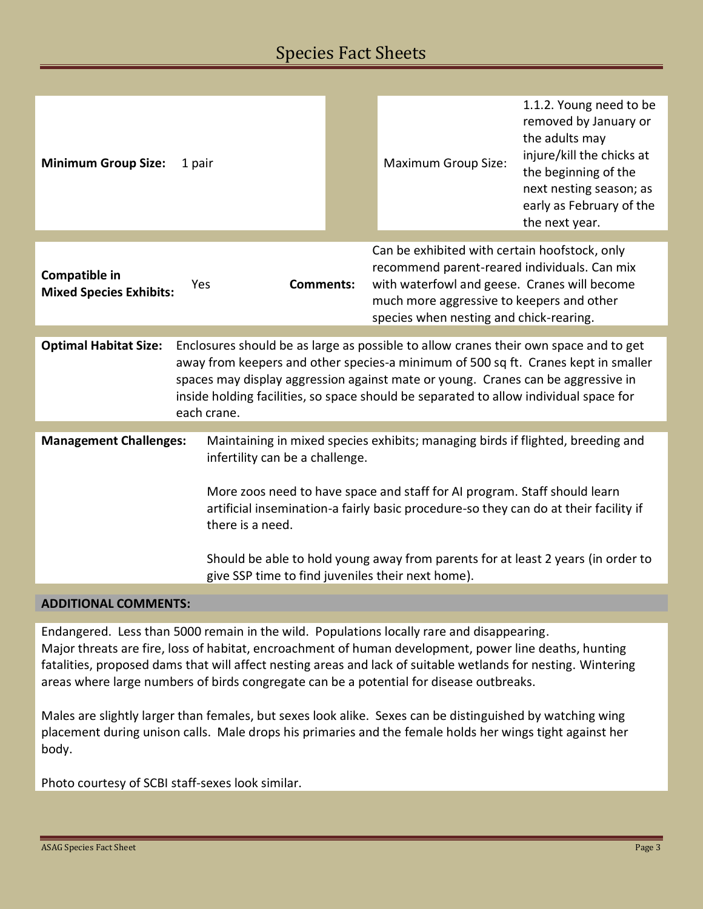# Species Fact Sheets

| **Minimum Group Size:** | 1 pair | Maximum Group Size: | 1.1.2. Young need to be removed by January or the adults may injure/kill the chicks at the beginning of the next nesting season; as early as February of the the next year. |
|---|---|---|---|

| **Compatible in Mixed Species Exhibits:** | Yes | **Comments:** | Can be exhibited with certain hoofstock, only recommend parent-reared individuals. Can mix with waterfowl and geese. Cranes will become much more aggressive to keepers and other species when nesting and chick-rearing. |
|---|---|---|---|

**Optimal Habitat Size:** Enclosures should be as large as possible to allow cranes their own space and to get away from keepers and other species-a minimum of 500 sq ft. Cranes kept in smaller spaces may display aggression against mate or young. Cranes can be aggressive in inside holding facilities, so space should be separated to allow individual space for each crane.

**Management Challenges:** Maintaining in mixed species exhibits; managing birds if flighted, breeding and infertility can be a challenge.

More zoos need to have space and staff for AI program. Staff should learn artificial insemination-a fairly basic procedure-so they can do at their facility if there is a need.

Should be able to hold young away from parents for at least 2 years (in order to give SSP time to find juveniles their next home).

**ADDITIONAL COMMENTS:**

Endangered. Less than 5000 remain in the wild. Populations locally rare and disappearing. Major threats are fire, loss of habitat, encroachment of human development, power line deaths, hunting fatalities, proposed dams that will affect nesting areas and lack of suitable wetlands for nesting. Wintering areas where large numbers of birds congregate can be a potential for disease outbreaks.

Males are slightly larger than females, but sexes look alike. Sexes can be distinguished by watching wing placement during unison calls. Male drops his primaries and the female holds her wings tight against her body.

Photo courtesy of SCBI staff-sexes look similar.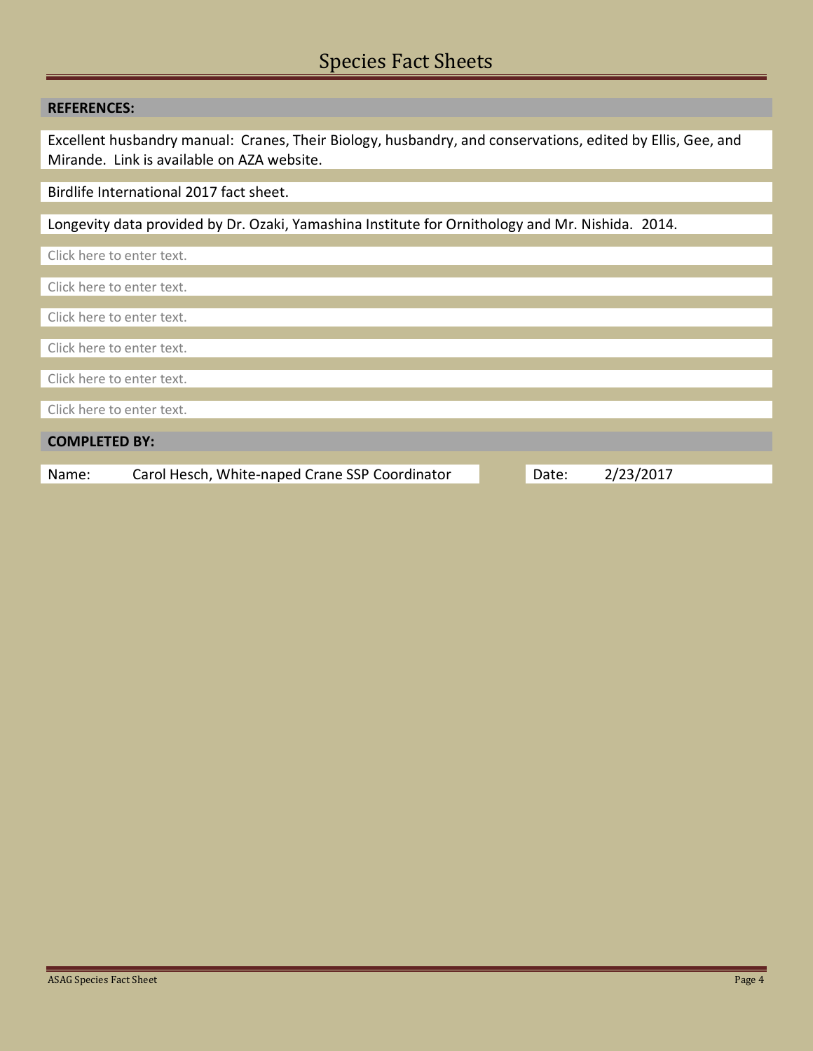## REFERENCES:

Excellent husbandry manual: Cranes, Their Biology, husbandry, and conservations, edited by Ellis, Gee, and Mirande. Link is available on AZA website.

Birdlife International 2017 fact sheet.

Longevity data provided by Dr. Ozaki, Yamashina Institute for Ornithology and Mr. Nishida. 2014.

Click here to enter text.

Click here to enter text.

Click here to enter text.

Click here to enter text.

Click here to enter text.

Click here to enter text.

## COMPLETED BY:

Name: Carol Hesch, White-naped Crane SSP Coordinator

Date: 2/23/2017